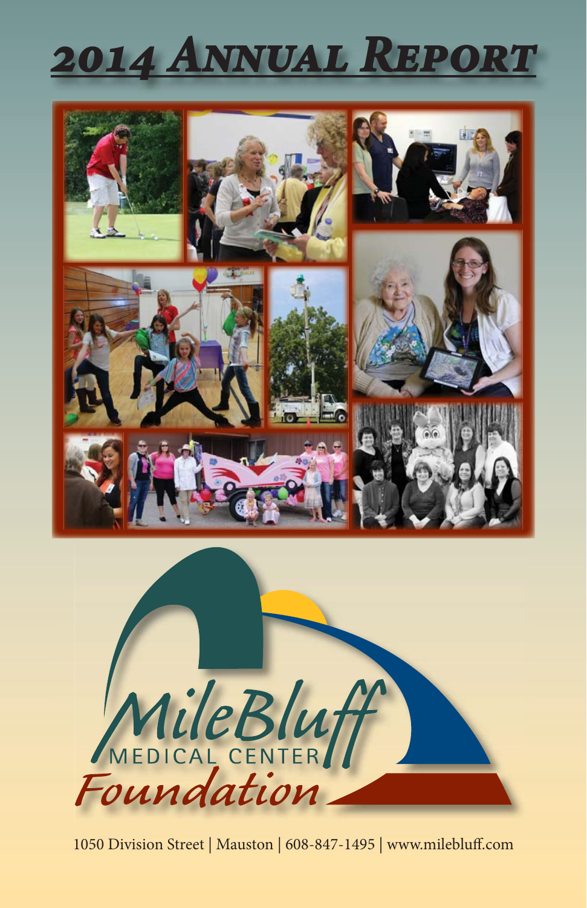# 2014 Annual Report

MileBluff Medical Center Foundation

1050 Division Street | Mauston | 608-847-1495 | www.milebluff.com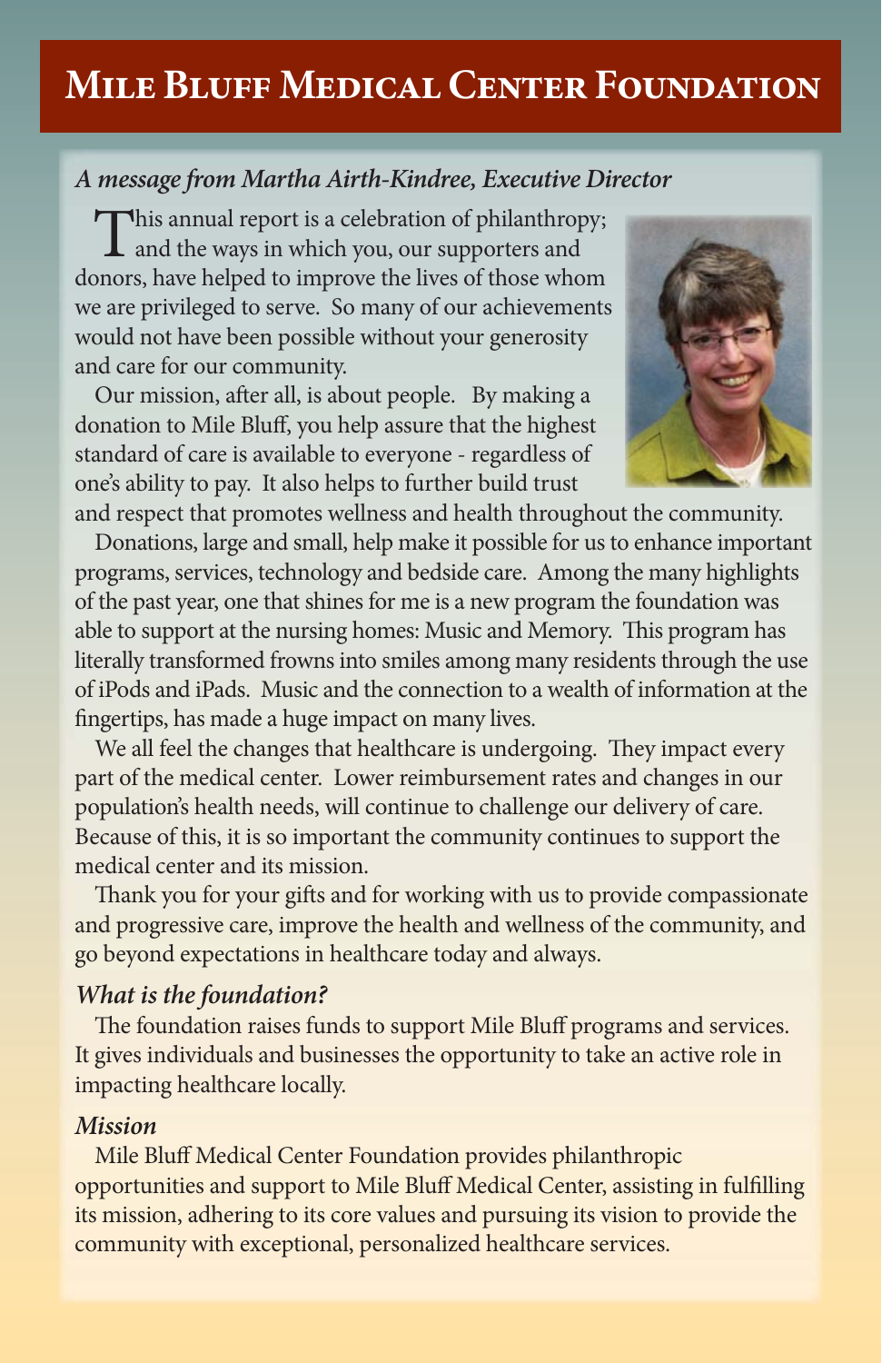# Mile Bluff Medical Center Foundation

*A message from Martha Airth-Kindree, Executive Director*

This annual report is a celebration of philanthropy; and the ways in which you, our supporters and donors, have helped to improve the lives of those whom we are privileged to serve. So many of our achievements would not have been possible without your generosity and care for our community.

Our mission, after all, is about people. By making a donation to Mile Bluff, you help assure that the highest standard of care is available to everyone - regardless of one's ability to pay. It also helps to further build trust and respect that promotes wellness and health throughout the community.

Donations, large and small, help make it possible for us to enhance important programs, services, technology and bedside care. Among the many highlights of the past year, one that shines for me is a new program the foundation was able to support at the nursing homes: Music and Memory. This program has literally transformed frowns into smiles among many residents through the use of iPods and iPads. Music and the connection to a wealth of information at the fingertips, has made a huge impact on many lives.

We all feel the changes that healthcare is undergoing. They impact every part of the medical center. Lower reimbursement rates and changes in our population's health needs, will continue to challenge our delivery of care. Because of this, it is so important the community continues to support the medical center and its mission.

Thank you for your gifts and for working with us to provide compassionate and progressive care, improve the health and wellness of the community, and go beyond expectations in healthcare today and always.

### *What is the foundation?*

The foundation raises funds to support Mile Bluff programs and services. It gives individuals and businesses the opportunity to take an active role in impacting healthcare locally.

### *Mission*

Mile Bluff Medical Center Foundation provides philanthropic opportunities and support to Mile Bluff Medical Center, assisting in fulfilling its mission, adhering to its core values and pursuing its vision to provide the community with exceptional, personalized healthcare services.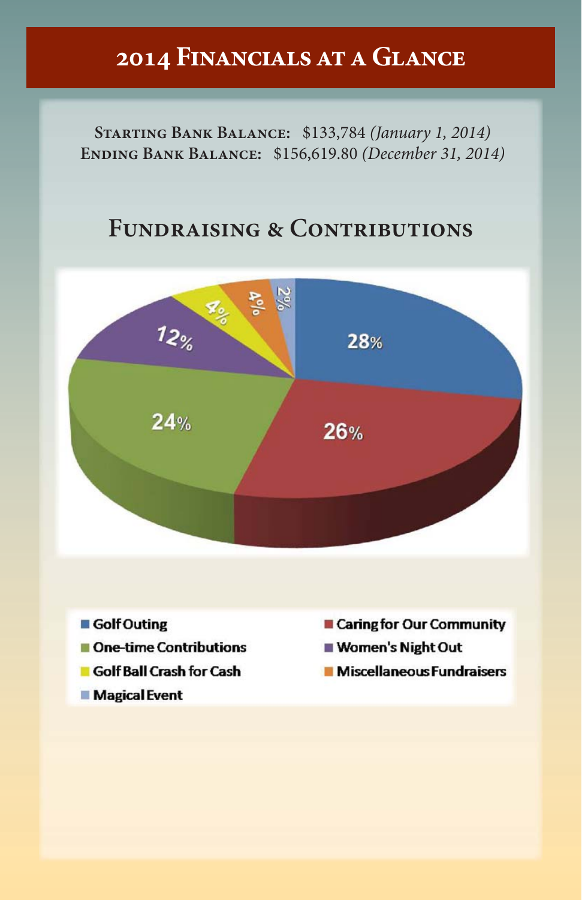# 2014 Financials at a Glance

**Starting Bank Balance:** $133,784 *(January 1, 2014)*
**Ending Bank Balance:** $156,619.80 *(December 31, 2014)*

## Fundraising & Contributions

| Category | Percentage |
|---|---|
| Golf Outing | 28% |
| Caring for Our Community | 26% |
| One-time Contributions | 24% |
| Women's Night Out | 12% |
| Golf Ball Crash for Cash | 4% |
| Miscellaneous Fundraisers | 4% |
| Magical Event | 2% |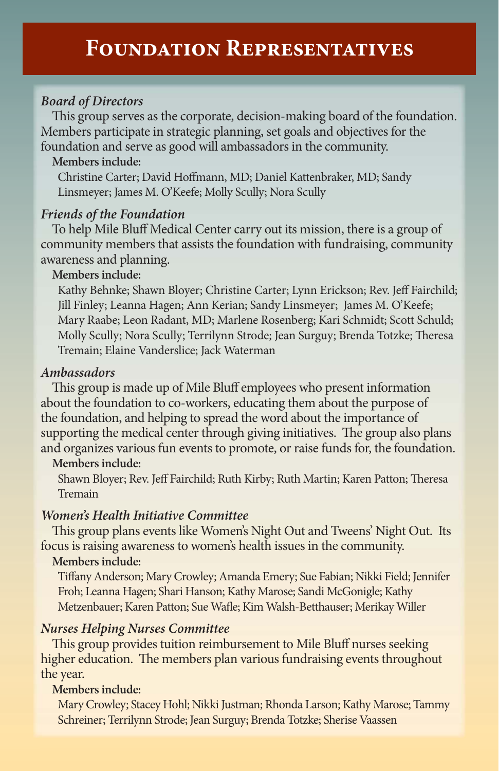# Foundation Representatives

*Board of Directors*

This group serves as the corporate, decision-making board of the foundation. Members participate in strategic planning, set goals and objectives for the foundation and serve as good will ambassadors in the community.

**Members include:**

Christine Carter; David Hoffmann, MD; Daniel Kattenbraker, MD; Sandy Linsmeyer; James M. O'Keefe; Molly Scully; Nora Scully

*Friends of the Foundation*

To help Mile Bluff Medical Center carry out its mission, there is a group of community members that assists the foundation with fundraising, community awareness and planning.

**Members include:**

Kathy Behnke; Shawn Bloyer; Christine Carter; Lynn Erickson; Rev. Jeff Fairchild; Jill Finley; Leanna Hagen; Ann Kerian; Sandy Linsmeyer; James M. O'Keefe; Mary Raabe; Leon Radant, MD; Marlene Rosenberg; Kari Schmidt; Scott Schuld; Molly Scully; Nora Scully; Terrilynn Strode; Jean Surguy; Brenda Totzke; Theresa Tremain; Elaine Vanderslice; Jack Waterman

*Ambassadors*

This group is made up of Mile Bluff employees who present information about the foundation to co-workers, educating them about the purpose of the foundation, and helping to spread the word about the importance of supporting the medical center through giving initiatives. The group also plans and organizes various fun events to promote, or raise funds for, the foundation.

**Members include:**

Shawn Bloyer; Rev. Jeff Fairchild; Ruth Kirby; Ruth Martin; Karen Patton; Theresa Tremain

*Women's Health Initiative Committee*

This group plans events like Women's Night Out and Tweens' Night Out. Its focus is raising awareness to women's health issues in the community.

**Members include:**

Tiffany Anderson; Mary Crowley; Amanda Emery; Sue Fabian; Nikki Field; Jennifer Froh; Leanna Hagen; Shari Hanson; Kathy Marose; Sandi McGonigle; Kathy Metzenbauer; Karen Patton; Sue Wafle; Kim Walsh-Betthauser; Merikay Willer

*Nurses Helping Nurses Committee*

This group provides tuition reimbursement to Mile Bluff nurses seeking higher education. The members plan various fundraising events throughout the year.

**Members include:**

Mary Crowley; Stacey Hohl; Nikki Justman; Rhonda Larson; Kathy Marose; Tammy Schreiner; Terrilynn Strode; Jean Surguy; Brenda Totzke; Sherise Vaassen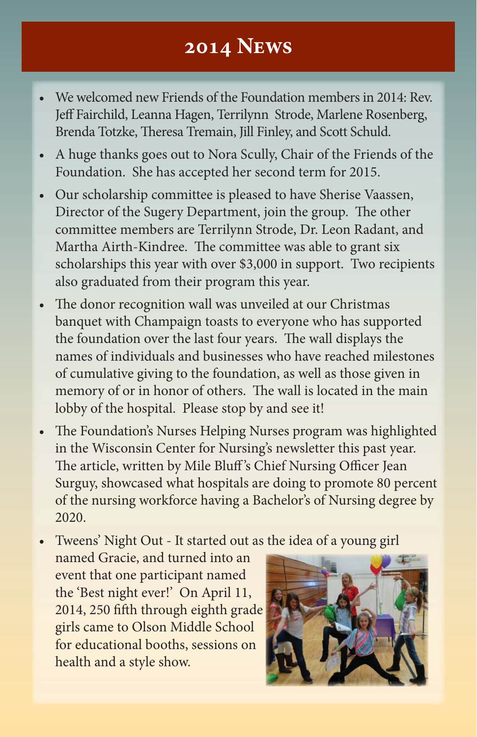# 2014 News

- We welcomed new Friends of the Foundation members in 2014: Rev. Jeff Fairchild, Leanna Hagen, Terrilynn Strode, Marlene Rosenberg, Brenda Totzke, Theresa Tremain, Jill Finley, and Scott Schuld.
- A huge thanks goes out to Nora Scully, Chair of the Friends of the Foundation. She has accepted her second term for 2015.
- Our scholarship committee is pleased to have Sherise Vaassen, Director of the Sugery Department, join the group. The other committee members are Terrilynn Strode, Dr. Leon Radant, and Martha Airth-Kindree. The committee was able to grant six scholarships this year with over $3,000 in support. Two recipients also graduated from their program this year.
- The donor recognition wall was unveiled at our Christmas banquet with Champaign toasts to everyone who has supported the foundation over the last four years. The wall displays the names of individuals and businesses who have reached milestones of cumulative giving to the foundation, as well as those given in memory of or in honor of others. The wall is located in the main lobby of the hospital. Please stop by and see it!
- The Foundation's Nurses Helping Nurses program was highlighted in the Wisconsin Center for Nursing's newsletter this past year. The article, written by Mile Bluff's Chief Nursing Officer Jean Surguy, showcased what hospitals are doing to promote 80 percent of the nursing workforce having a Bachelor's of Nursing degree by 2020.
- Tweens' Night Out - It started out as the idea of a young girl named Gracie, and turned into an event that one participant named the 'Best night ever!' On April 11, 2014, 250 fifth through eighth grade girls came to Olson Middle School for educational booths, sessions on health and a style show.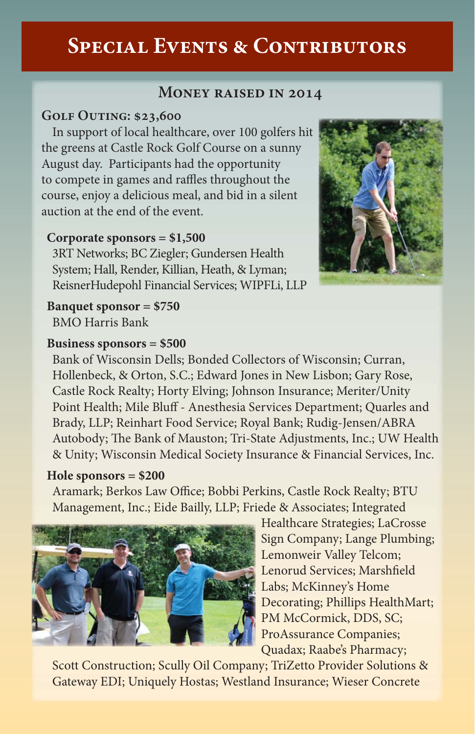# Special Events & Contributors

## Money raised in 2014

### Golf Outing: $23,600

In support of local healthcare, over 100 golfers hit the greens at Castle Rock Golf Course on a sunny August day. Participants had the opportunity to compete in games and raffles throughout the course, enjoy a delicious meal, and bid in a silent auction at the end of the event.

**Corporate sponsors = $1,500**
3RT Networks; BC Ziegler; Gundersen Health System; Hall, Render, Killian, Heath, & Lyman; ReisnerHudepohl Financial Services; WIPFLi, LLP

**Banquet sponsor = $750**
BMO Harris Bank

**Business sponsors = $500**
Bank of Wisconsin Dells; Bonded Collectors of Wisconsin; Curran, Hollenbeck, & Orton, S.C.; Edward Jones in New Lisbon; Gary Rose, Castle Rock Realty; Horty Elving; Johnson Insurance; Meriter/Unity Point Health; Mile Bluff - Anesthesia Services Department; Quarles and Brady, LLP; Reinhart Food Service; Royal Bank; Rudig-Jensen/ABRA Autobody; The Bank of Mauston; Tri-State Adjustments, Inc.; UW Health & Unity; Wisconsin Medical Society Insurance & Financial Services, Inc.

**Hole sponsors = $200**
Aramark; Berkos Law Office; Bobbi Perkins, Castle Rock Realty; BTU Management, Inc.; Eide Bailly, LLP; Friede & Associates; Integrated Healthcare Strategies; LaCrosse Sign Company; Lange Plumbing; Lemonweir Valley Telcom; Lenorud Services; Marshfield Labs; McKinney's Home Decorating; Phillips HealthMart; PM McCormick, DDS, SC; ProAssurance Companies; Quadax; Raabe's Pharmacy; Scott Construction; Scully Oil Company; TriZetto Provider Solutions & Gateway EDI; Uniquely Hostas; Westland Insurance; Wieser Concrete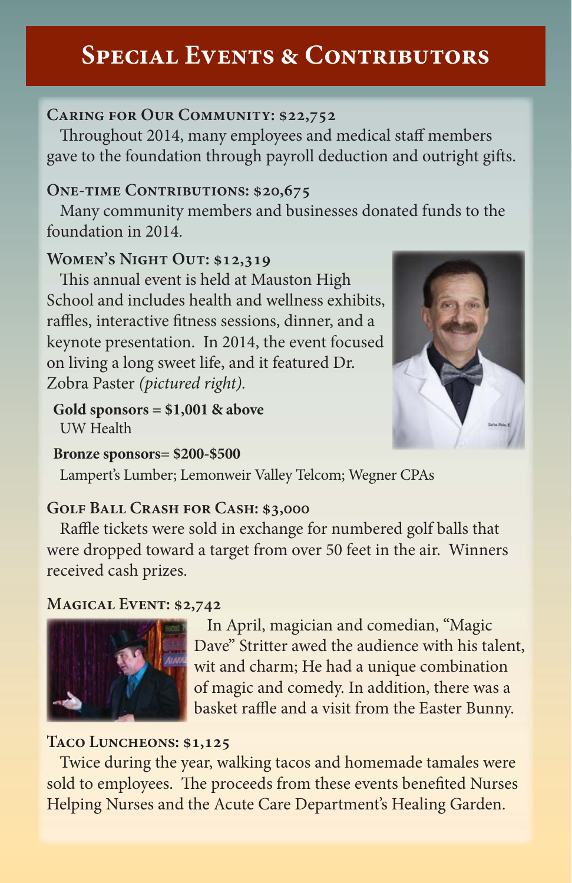# Special Events & Contributors

### Caring for Our Community: $22,752

Throughout 2014, many employees and medical staff members gave to the foundation through payroll deduction and outright gifts.

### One-time Contributions: $20,675

Many community members and businesses donated funds to the foundation in 2014.

### Women's Night Out: $12,319

This annual event is held at Mauston High School and includes health and wellness exhibits, raffles, interactive fitness sessions, dinner, and a keynote presentation. In 2014, the event focused on living a long sweet life, and it featured Dr. Zobra Paster *(pictured right).*

**Gold sponsors = $1,001 & above**
UW Health

**Bronze sponsors= $200-$500**
Lampert's Lumber; Lemonweir Valley Telcom; Wegner CPAs

### Golf Ball Crash for Cash: $3,000

Raffle tickets were sold in exchange for numbered golf balls that were dropped toward a target from over 50 feet in the air. Winners received cash prizes.

### Magical Event: $2,742

In April, magician and comedian, "Magic Dave" Stritter awed the audience with his talent, wit and charm; He had a unique combination of magic and comedy. In addition, there was a basket raffle and a visit from the Easter Bunny.

### Taco Luncheons: $1,125

Twice during the year, walking tacos and homemade tamales were sold to employees. The proceeds from these events benefited Nurses Helping Nurses and the Acute Care Department's Healing Garden.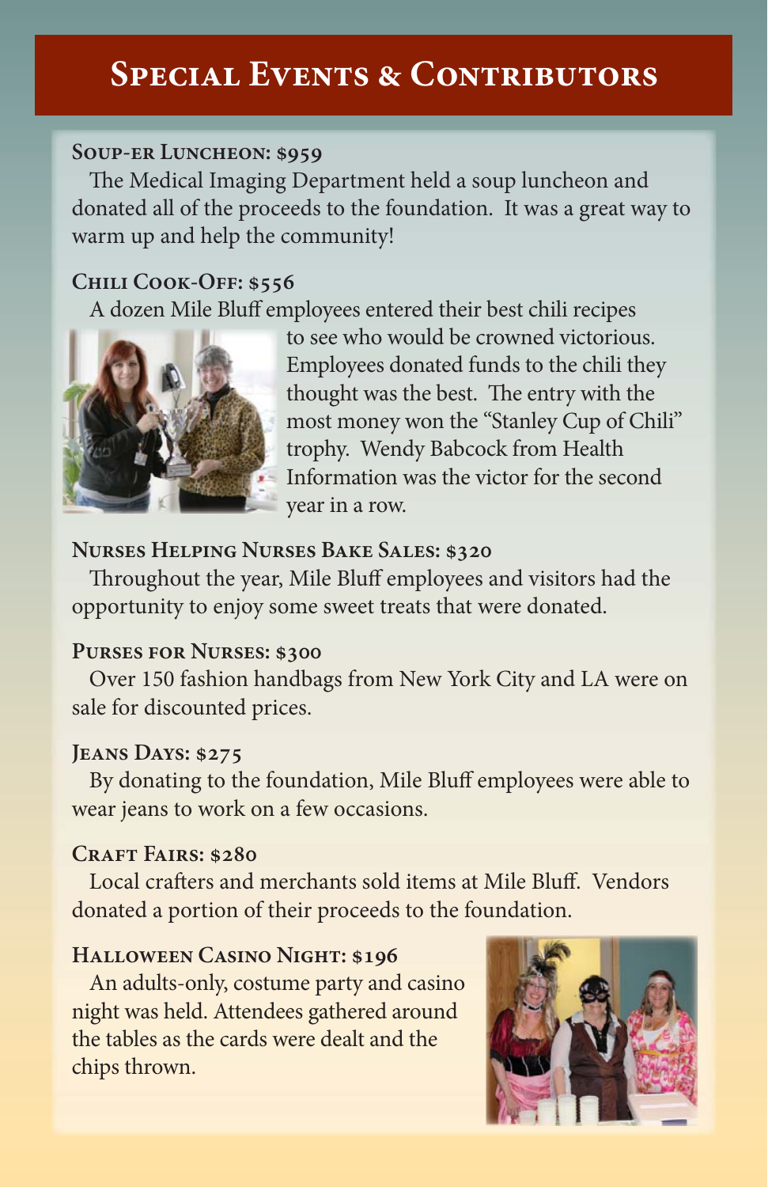# Special Events & Contributors

### Soup-er Luncheon: $959

The Medical Imaging Department held a soup luncheon and donated all of the proceeds to the foundation. It was a great way to warm up and help the community!

### Chili Cook-Off: $556

A dozen Mile Bluff employees entered their best chili recipes to see who would be crowned victorious. Employees donated funds to the chili they thought was the best. The entry with the most money won the "Stanley Cup of Chili" trophy. Wendy Babcock from Health Information was the victor for the second year in a row.

### Nurses Helping Nurses Bake Sales: $320

Throughout the year, Mile Bluff employees and visitors had the opportunity to enjoy some sweet treats that were donated.

### Purses for Nurses: $300

Over 150 fashion handbags from New York City and LA were on sale for discounted prices.

### Jeans Days: $275

By donating to the foundation, Mile Bluff employees were able to wear jeans to work on a few occasions.

### Craft Fairs: $280

Local crafters and merchants sold items at Mile Bluff. Vendors donated a portion of their proceeds to the foundation.

### Halloween Casino Night: $196

An adults-only, costume party and casino night was held. Attendees gathered around the tables as the cards were dealt and the chips thrown.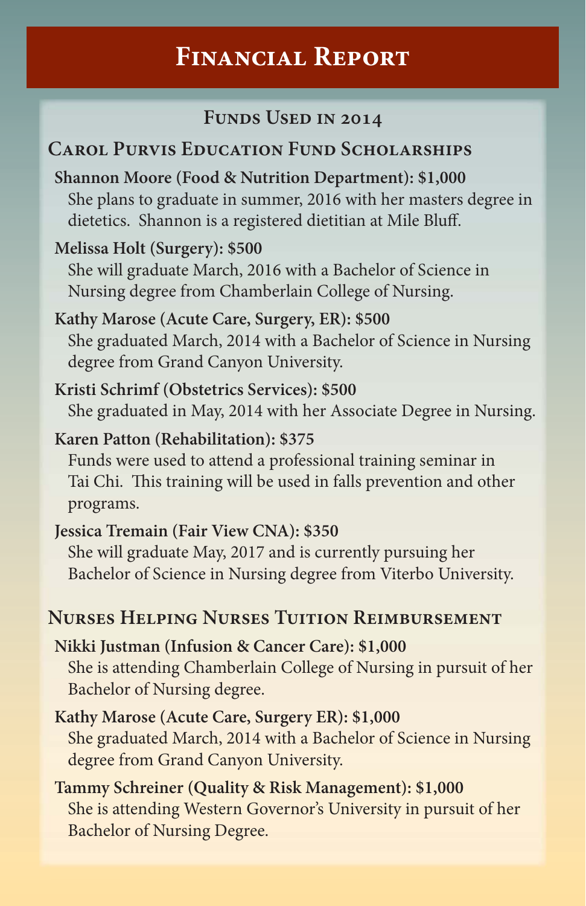# Financial Report

## Funds Used in 2014

### Carol Purvis Education Fund Scholarships

**Shannon Moore (Food & Nutrition Department): $1,000**
She plans to graduate in summer, 2016 with her masters degree in dietetics. Shannon is a registered dietitian at Mile Bluff.

**Melissa Holt (Surgery): $500**
She will graduate March, 2016 with a Bachelor of Science in Nursing degree from Chamberlain College of Nursing.

**Kathy Marose (Acute Care, Surgery, ER): $500**
She graduated March, 2014 with a Bachelor of Science in Nursing degree from Grand Canyon University.

**Kristi Schrimf (Obstetrics Services): $500**
She graduated in May, 2014 with her Associate Degree in Nursing.

**Karen Patton (Rehabilitation): $375**
Funds were used to attend a professional training seminar in Tai Chi. This training will be used in falls prevention and other programs.

**Jessica Tremain (Fair View CNA): $350**
She will graduate May, 2017 and is currently pursuing her Bachelor of Science in Nursing degree from Viterbo University.

### Nurses Helping Nurses Tuition Reimbursement

**Nikki Justman (Infusion & Cancer Care): $1,000**
She is attending Chamberlain College of Nursing in pursuit of her Bachelor of Nursing degree.

**Kathy Marose (Acute Care, Surgery ER): $1,000**
She graduated March, 2014 with a Bachelor of Science in Nursing degree from Grand Canyon University.

**Tammy Schreiner (Quality & Risk Management): $1,000**
She is attending Western Governor's University in pursuit of her Bachelor of Nursing Degree.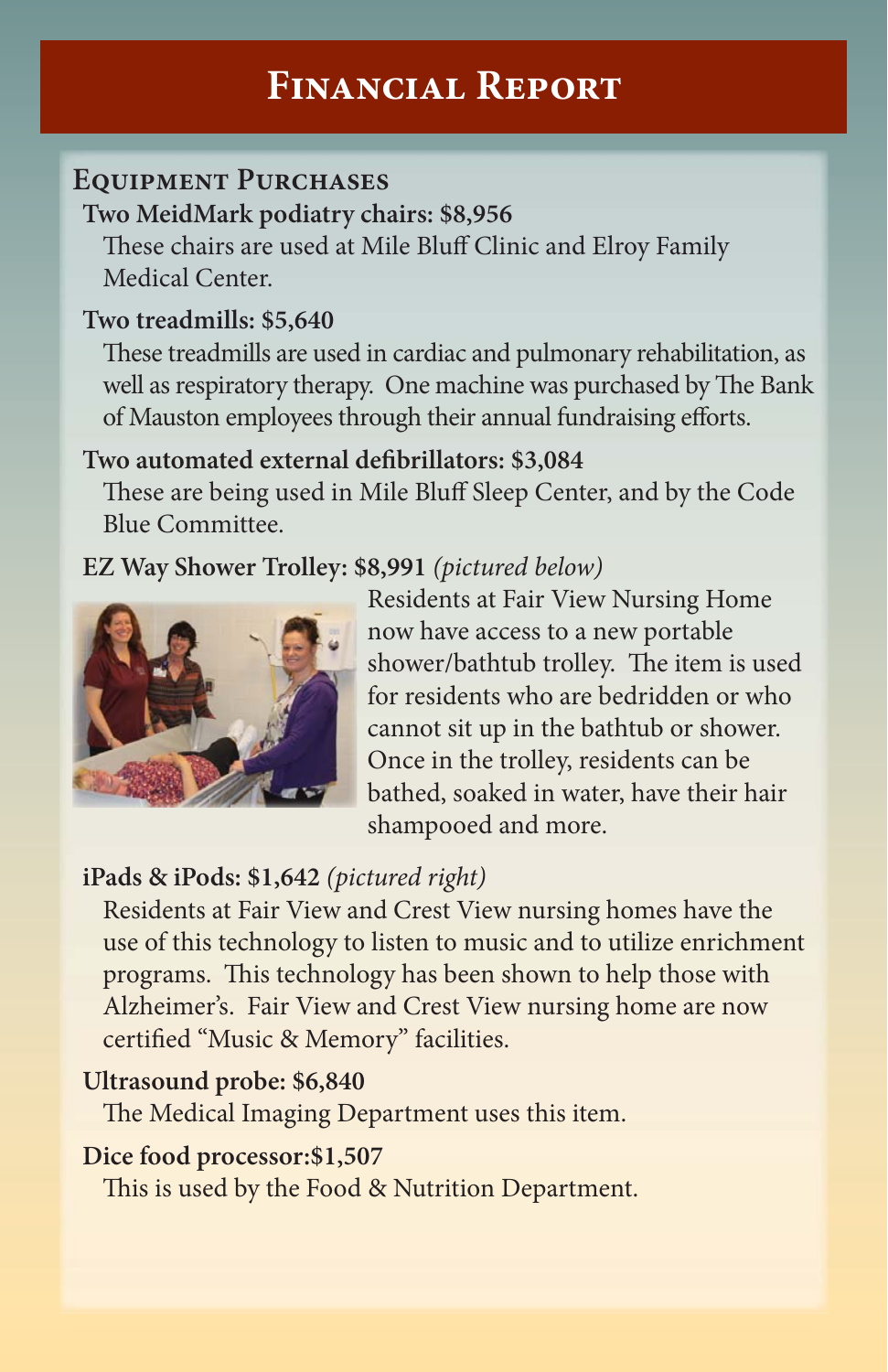# Financial Report

## Equipment Purchases

**Two MeidMark podiatry chairs: $8,956**

These chairs are used at Mile Bluff Clinic and Elroy Family Medical Center.

**Two treadmills: $5,640**

These treadmills are used in cardiac and pulmonary rehabilitation, as well as respiratory therapy. One machine was purchased by The Bank of Mauston employees through their annual fundraising efforts.

**Two automated external defibrillators: $3,084**

These are being used in Mile Bluff Sleep Center, and by the Code Blue Committee.

**EZ Way Shower Trolley: $8,991** *(pictured below)*

Residents at Fair View Nursing Home now have access to a new portable shower/bathtub trolley. The item is used for residents who are bedridden or who cannot sit up in the bathtub or shower. Once in the trolley, residents can be bathed, soaked in water, have their hair shampooed and more.

**iPads & iPods: $1,642** *(pictured right)*

Residents at Fair View and Crest View nursing homes have the use of this technology to listen to music and to utilize enrichment programs. This technology has been shown to help those with Alzheimer's. Fair View and Crest View nursing home are now certified "Music & Memory" facilities.

**Ultrasound probe: $6,840**

The Medical Imaging Department uses this item.

**Dice food processor:$1,507**

This is used by the Food & Nutrition Department.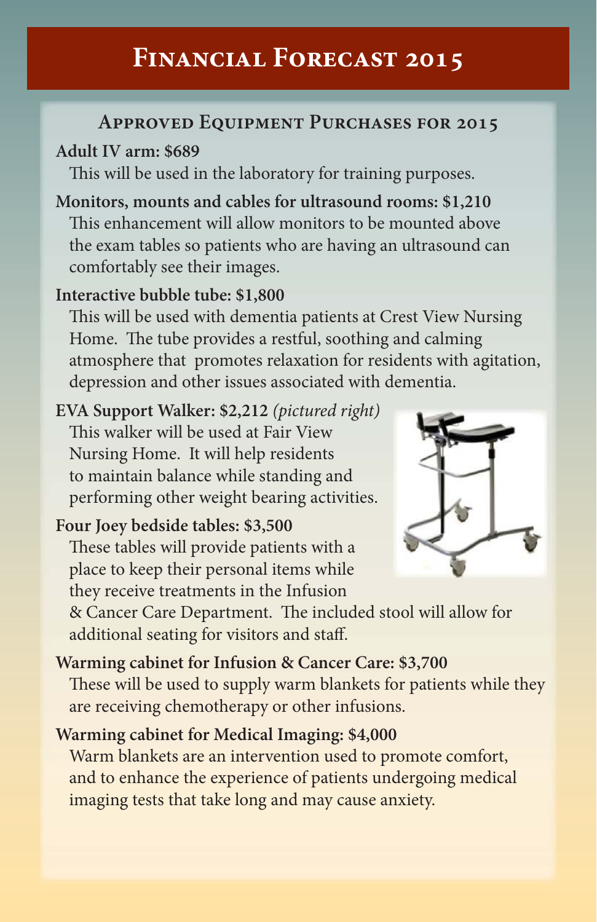# Financial Forecast 2015

## Approved Equipment Purchases for 2015

**Adult IV arm: $689**
This will be used in the laboratory for training purposes.

**Monitors, mounts and cables for ultrasound rooms: $1,210**
This enhancement will allow monitors to be mounted above the exam tables so patients who are having an ultrasound can comfortably see their images.

**Interactive bubble tube: $1,800**
This will be used with dementia patients at Crest View Nursing Home. The tube provides a restful, soothing and calming atmosphere that promotes relaxation for residents with agitation, depression and other issues associated with dementia.

**EVA Support Walker: $2,212** *(pictured right)*
This walker will be used at Fair View Nursing Home. It will help residents to maintain balance while standing and performing other weight bearing activities.

**Four Joey bedside tables: $3,500**
These tables will provide patients with a place to keep their personal items while they receive treatments in the Infusion & Cancer Care Department. The included stool will allow for additional seating for visitors and staff.

**Warming cabinet for Infusion & Cancer Care: $3,700**
These will be used to supply warm blankets for patients while they are receiving chemotherapy or other infusions.

**Warming cabinet for Medical Imaging: $4,000**
Warm blankets are an intervention used to promote comfort, and to enhance the experience of patients undergoing medical imaging tests that take long and may cause anxiety.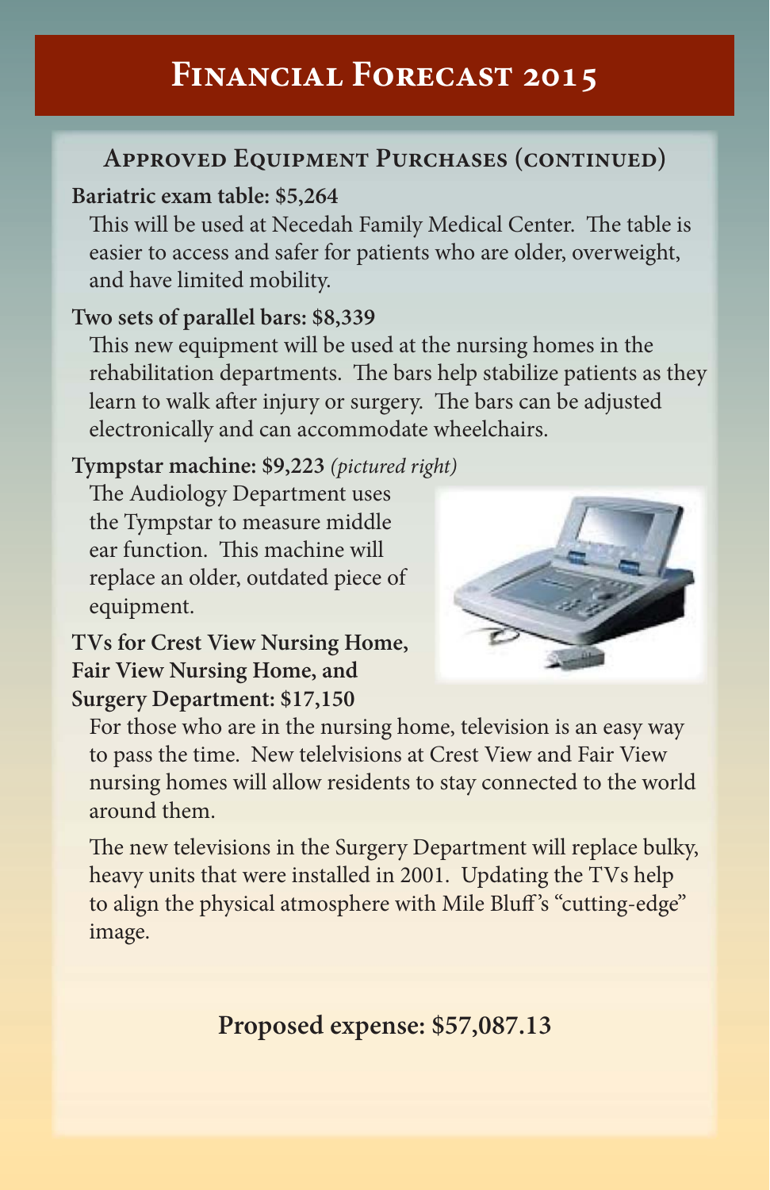# Financial Forecast 2015

## Approved Equipment Purchases (continued)

**Bariatric exam table: $5,264**

This will be used at Necedah Family Medical Center. The table is easier to access and safer for patients who are older, overweight, and have limited mobility.

**Two sets of parallel bars: $8,339**

This new equipment will be used at the nursing homes in the rehabilitation departments. The bars help stabilize patients as they learn to walk after injury or surgery. The bars can be adjusted electronically and can accommodate wheelchairs.

**Tympstar machine: $9,223** *(pictured right)*

The Audiology Department uses the Tympstar to measure middle ear function. This machine will replace an older, outdated piece of equipment.

**TVs for Crest View Nursing Home, Fair View Nursing Home, and Surgery Department: $17,150**

For those who are in the nursing home, television is an easy way to pass the time. New telelvisions at Crest View and Fair View nursing homes will allow residents to stay connected to the world around them.

The new televisions in the Surgery Department will replace bulky, heavy units that were installed in 2001. Updating the TVs help to align the physical atmosphere with Mile Bluff's "cutting-edge" image.

**Proposed expense: $57,087.13**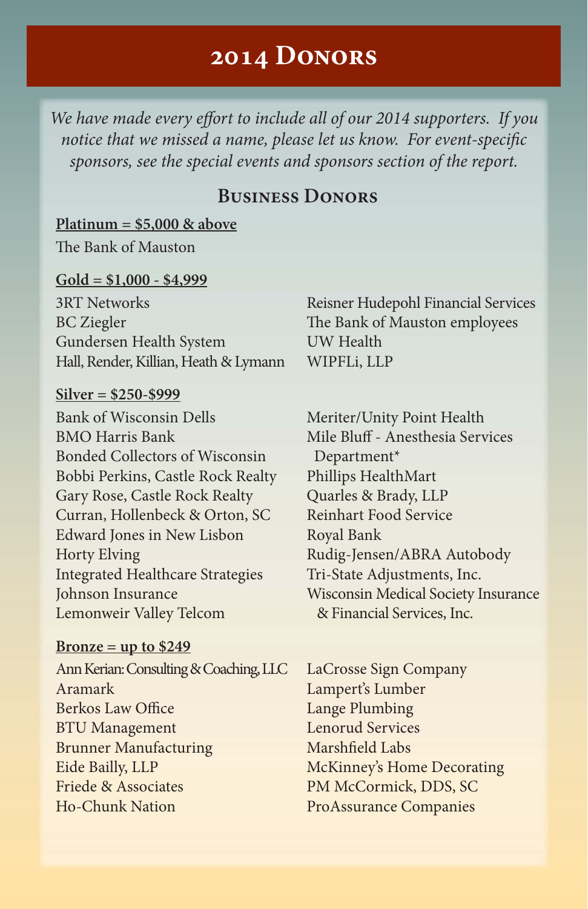# 2014 Donors

*We have made every effort to include all of our 2014 supporters. If you notice that we missed a name, please let us know. For event-specific sponsors, see the special events and sponsors section of the report.*

## Business Donors

**Platinum = $5,000 & above**

The Bank of Mauston

**Gold = $1,000 - $4,999**

3RT Networks
BC Ziegler
Gundersen Health System
Hall, Render, Killian, Heath & Lymann
Reisner Hudepohl Financial Services
The Bank of Mauston employees
UW Health
WIPFLi, LLP

**Silver = $250-$999**

Bank of Wisconsin Dells
BMO Harris Bank
Bonded Collectors of Wisconsin
Bobbi Perkins, Castle Rock Realty
Gary Rose, Castle Rock Realty
Curran, Hollenbeck & Orton, SC
Edward Jones in New Lisbon
Horty Elving
Integrated Healthcare Strategies
Johnson Insurance
Lemonweir Valley Telcom
Meriter/Unity Point Health
Mile Bluff - Anesthesia Services Department*
Phillips HealthMart
Quarles & Brady, LLP
Reinhart Food Service
Royal Bank
Rudig-Jensen/ABRA Autobody
Tri-State Adjustments, Inc.
Wisconsin Medical Society Insurance & Financial Services, Inc.

**Bronze = up to $249**

Ann Kerian: Consulting & Coaching, LLC
Aramark
Berkos Law Office
BTU Management
Brunner Manufacturing
Eide Bailly, LLP
Friede & Associates
Ho-Chunk Nation
LaCrosse Sign Company
Lampert's Lumber
Lange Plumbing
Lenorud Services
Marshfield Labs
McKinney's Home Decorating
PM McCormick, DDS, SC
ProAssurance Companies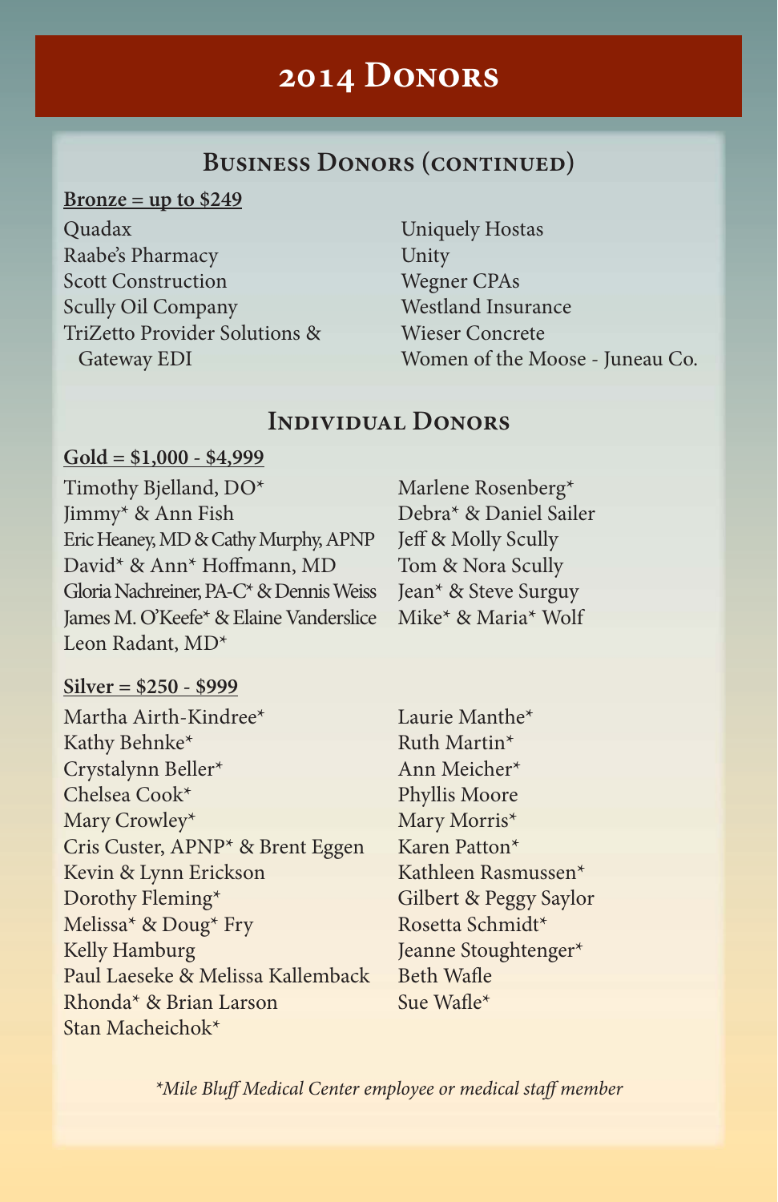# 2014 Donors

## Business Donors (continued)

**Bronze = up to $249**

Quadax
Raabe's Pharmacy
Scott Construction
Scully Oil Company
TriZetto Provider Solutions & Gateway EDI
Uniquely Hostas
Unity
Wegner CPAs
Westland Insurance
Wieser Concrete
Women of the Moose - Juneau Co.

## Individual Donors

**Gold = $1,000 - $4,999**

Timothy Bjelland, DO*
Jimmy* & Ann Fish
Eric Heaney, MD & Cathy Murphy, APNP
David* & Ann* Hoffmann, MD
Gloria Nachreiner, PA-C* & Dennis Weiss
James M. O'Keefe* & Elaine Vanderslice
Leon Radant, MD*
Marlene Rosenberg*
Debra* & Daniel Sailer
Jeff & Molly Scully
Tom & Nora Scully
Jean* & Steve Surguy
Mike* & Maria* Wolf

**Silver = $250 - $999**

Martha Airth-Kindree*
Kathy Behnke*
Crystalynn Beller*
Chelsea Cook*
Mary Crowley*
Cris Custer, APNP* & Brent Eggen
Kevin & Lynn Erickson
Dorothy Fleming*
Melissa* & Doug* Fry
Kelly Hamburg
Paul Laeseke & Melissa Kallemback
Rhonda* & Brian Larson
Stan Macheichok*
Laurie Manthe*
Ruth Martin*
Ann Meicher*
Phyllis Moore
Mary Morris*
Karen Patton*
Kathleen Rasmussen*
Gilbert & Peggy Saylor
Rosetta Schmidt*
Jeanne Stoughtenger*
Beth Wafle
Sue Wafle*

*\*Mile Bluff Medical Center employee or medical staff member*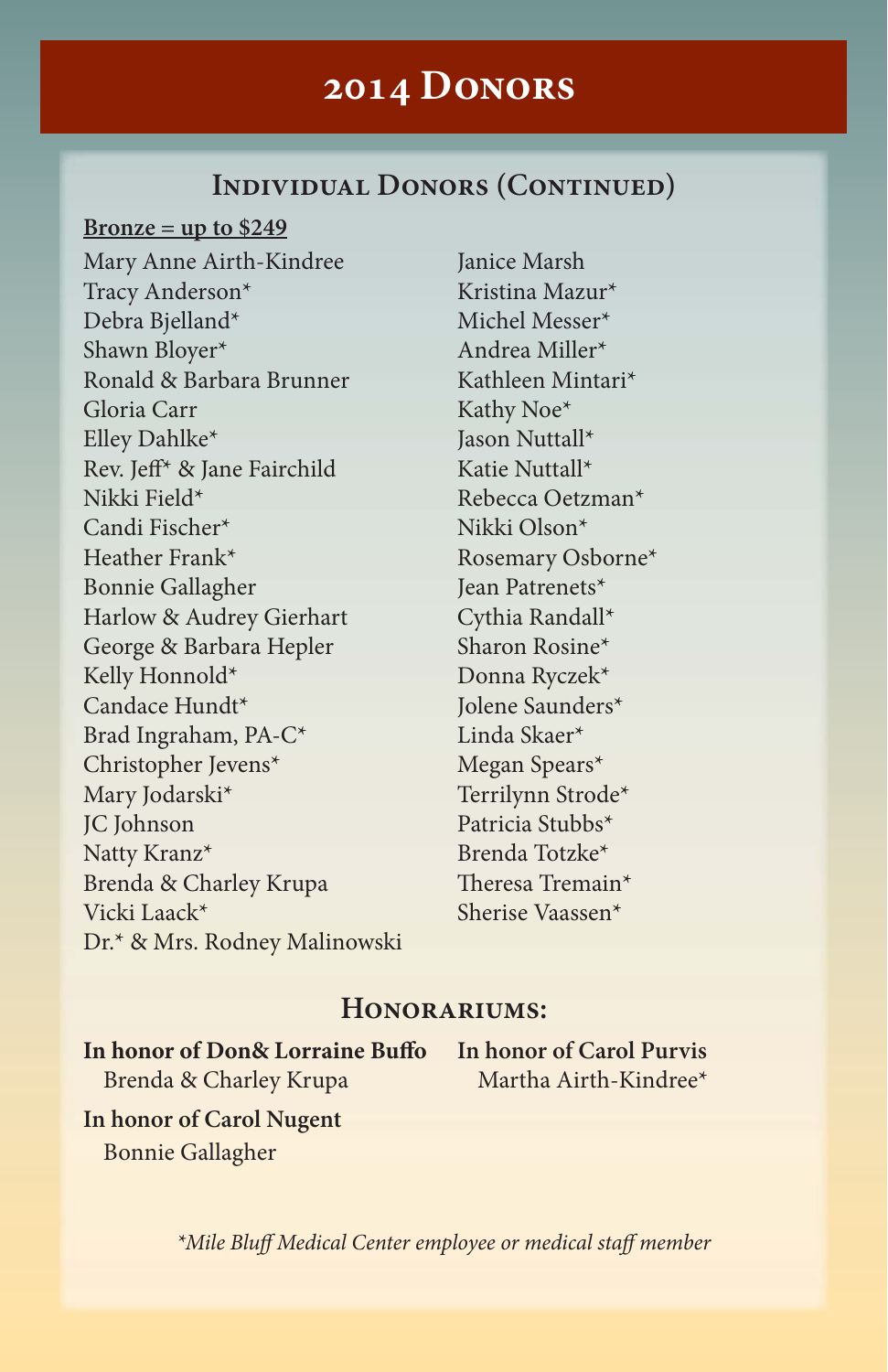# 2014 Donors

## Individual Donors (Continued)

**Bronze = up to $249**

Mary Anne Airth-Kindree
Tracy Anderson*
Debra Bjelland*
Shawn Bloyer*
Ronald & Barbara Brunner
Gloria Carr
Elley Dahlke*
Rev. Jeff* & Jane Fairchild
Nikki Field*
Candi Fischer*
Heather Frank*
Bonnie Gallagher
Harlow & Audrey Gierhart
George & Barbara Hepler
Kelly Honnold*
Candace Hundt*
Brad Ingraham, PA-C*
Christopher Jevens*
Mary Jodarski*
JC Johnson
Natty Kranz*
Brenda & Charley Krupa
Vicki Laack*
Dr.* & Mrs. Rodney Malinowski
Janice Marsh
Kristina Mazur*
Michel Messer*
Andrea Miller*
Kathleen Mintari*
Kathy Noe*
Jason Nuttall*
Katie Nuttall*
Rebecca Oetzman*
Nikki Olson*
Rosemary Osborne*
Jean Patrenets*
Cythia Randall*
Sharon Rosine*
Donna Ryczek*
Jolene Saunders*
Linda Skaer*
Megan Spears*
Terrilynn Strode*
Patricia Stubbs*
Brenda Totzke*
Theresa Tremain*
Sherise Vaassen*

## Honorariums:

**In honor of Don& Lorraine Buffo**
Brenda & Charley Krupa

**In honor of Carol Nugent**
Bonnie Gallagher

**In honor of Carol Purvis**
Martha Airth-Kindree*

*\*Mile Bluff Medical Center employee or medical staff member*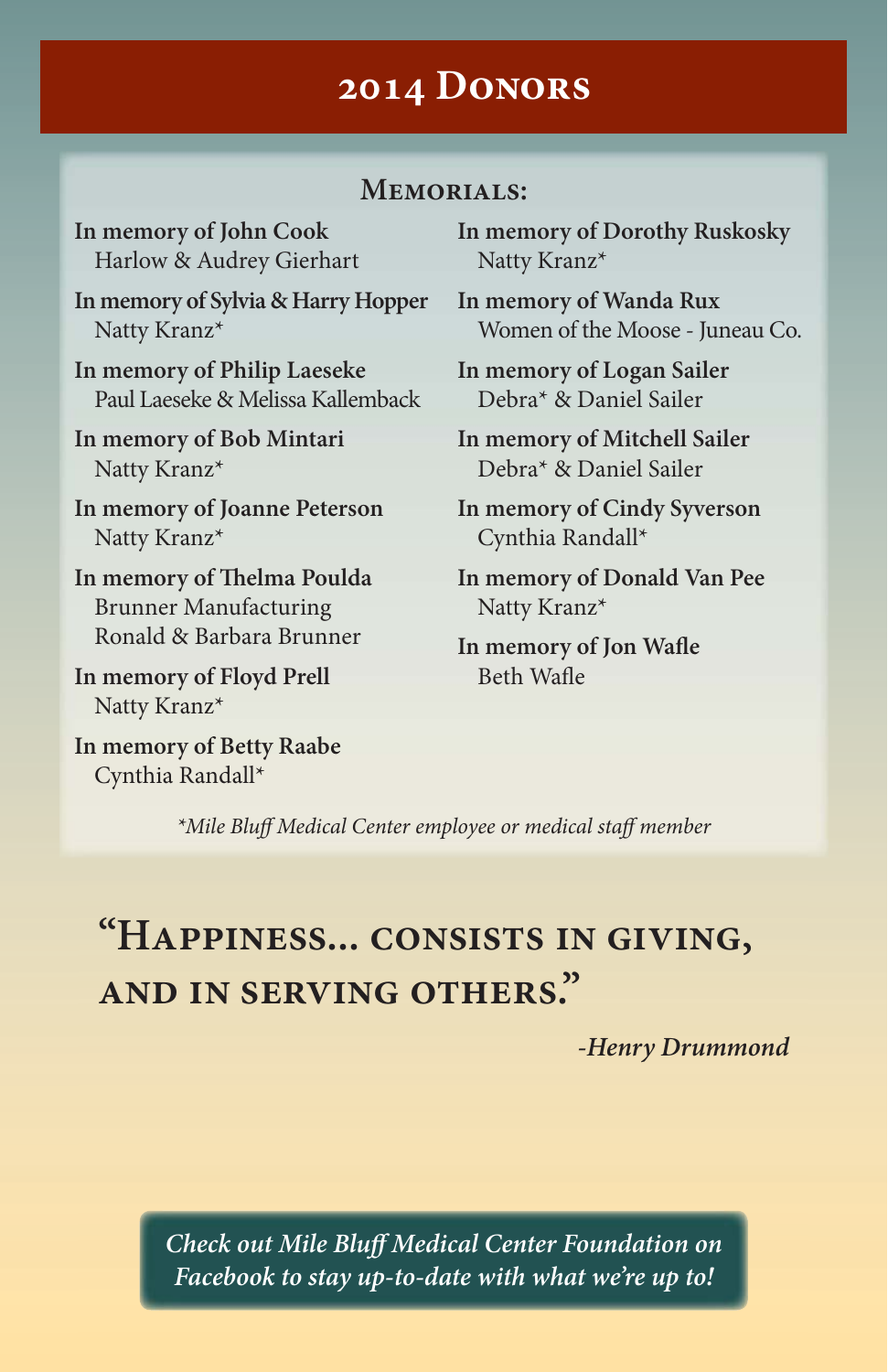# 2014 Donors

## Memorials:

**In memory of John Cook**
Harlow & Audrey Gierhart

**In memory of Sylvia & Harry Hopper**
Natty Kranz*

**In memory of Philip Laeseke**
Paul Laeseke & Melissa Kallemback

**In memory of Bob Mintari**
Natty Kranz*

**In memory of Joanne Peterson**
Natty Kranz*

**In memory of Thelma Poulda**
Brunner Manufacturing
Ronald & Barbara Brunner

**In memory of Floyd Prell**
Natty Kranz*

**In memory of Betty Raabe**
Cynthia Randall*

**In memory of Dorothy Ruskosky**
Natty Kranz*

**In memory of Wanda Rux**
Women of the Moose - Juneau Co.

**In memory of Logan Sailer**
Debra* & Daniel Sailer

**In memory of Mitchell Sailer**
Debra* & Daniel Sailer

**In memory of Cindy Syverson**
Cynthia Randall*

**In memory of Donald Van Pee**
Natty Kranz*

**In memory of Jon Wafle**
Beth Wafle

*\*Mile Bluff Medical Center employee or medical staff member*

## "Happiness... consists in giving, and in serving others."

***-Henry Drummond***

***Check out Mile Bluff Medical Center Foundation on Facebook to stay up-to-date with what we're up to!***